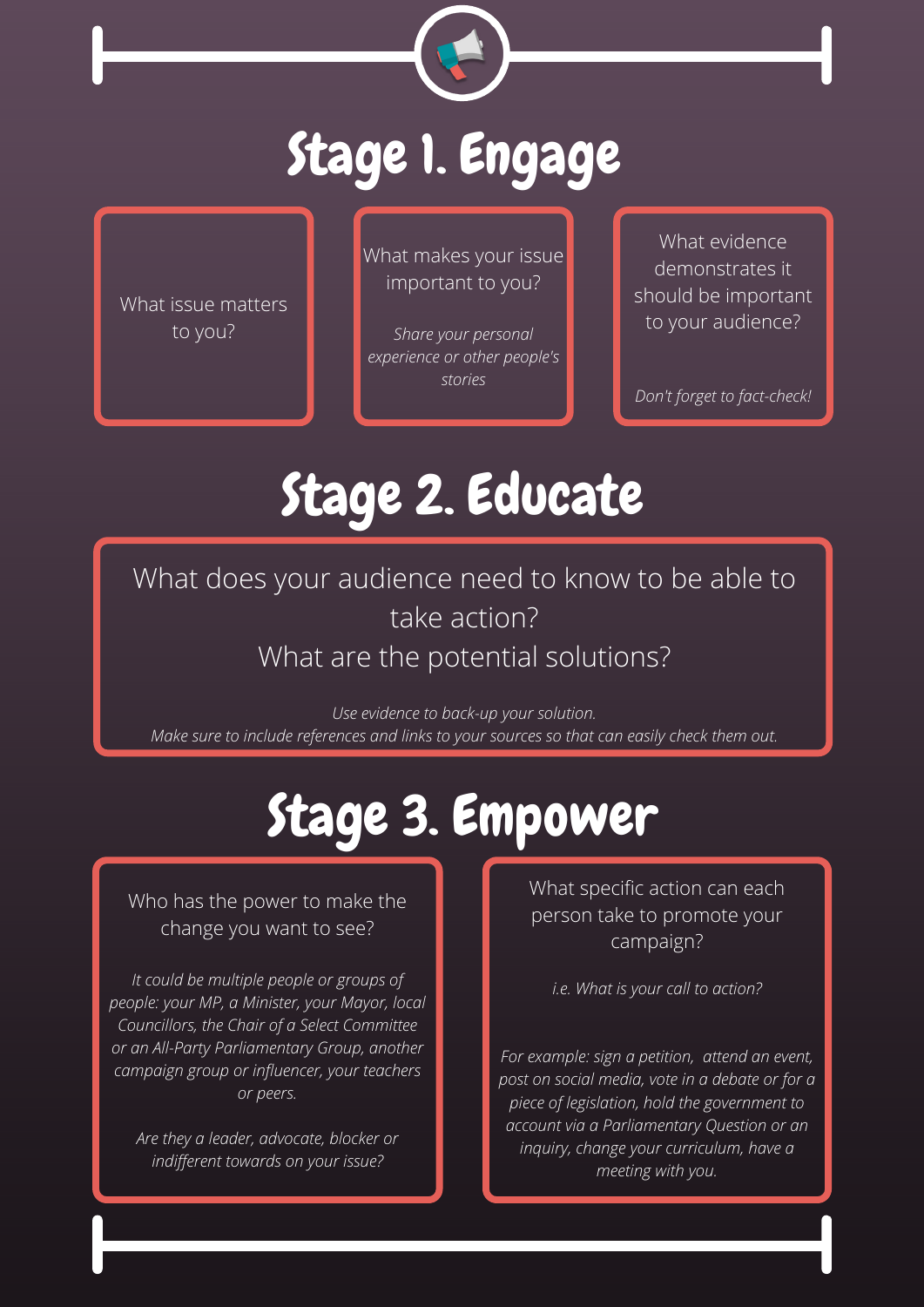# Stage 1. Engage

What issue matters to you?

What makes your issue important to you?

*Share your personal experience or other people's stories*

What evidence demonstrates it should be important to your audience?

*Don't forget to fact-check!*

# Stage 2. Educate

What does your audience need to know to be able to take action?

What are the potential solutions?

*Use evidence to back-up your solution.*
*Make sure to include references and links to your sources so that can easily check them out.*

# Stage 3. Empower

Who has the power to make the change you want to see?

*It could be multiple people or groups of people: your MP, a Minister, your Mayor, local Councillors, the Chair of a Select Committee or an All-Party Parliamentary Group, another campaign group or influencer, your teachers or peers.*

*Are they a leader, advocate, blocker or indifferent towards on your issue?*

What specific action can each person take to promote your campaign?

*i.e. What is your call to action?*

*For example: sign a petition, attend an event, post on social media, vote in a debate or for a piece of legislation, hold the government to account via a Parliamentary Question or an inquiry, change your curriculum, have a meeting with you.*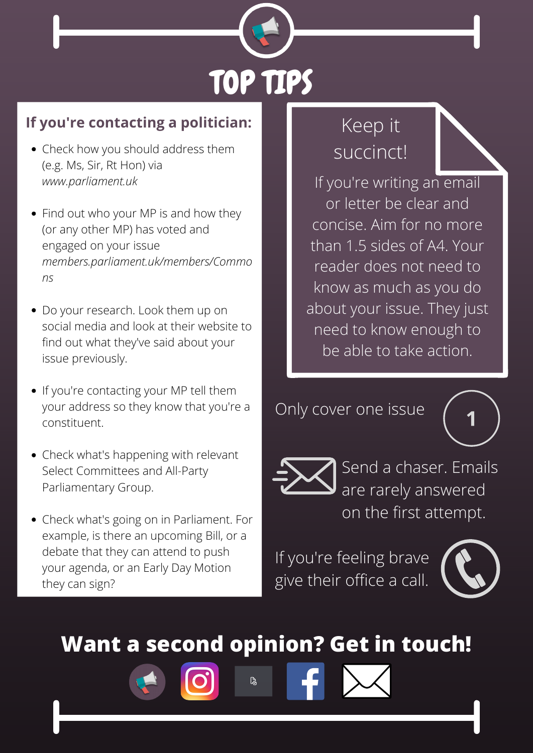# TOP TIPS

## If you're contacting a politician:

- Check how you should address them (e.g. Ms, Sir, Rt Hon) via *www.parliament.uk*
- Find out who your MP is and how they (or any other MP) has voted and engaged on your issue *members.parliament.uk/members/Commons*
- Do your research. Look them up on social media and look at their website to find out what they've said about your issue previously.
- If you're contacting your MP tell them your address so they know that you're a constituent.
- Check what's happening with relevant Select Committees and All-Party Parliamentary Group.
- Check what's going on in Parliament. For example, is there an upcoming Bill, or a debate that they can attend to push your agenda, or an Early Day Motion they can sign?

## Keep it succinct!

If you're writing an email or letter be clear and concise. Aim for no more than 1.5 sides of A4. Your reader does not need to know as much as you do about your issue. They just need to know enough to be able to take action.

Only cover one issue

1

Send a chaser. Emails are rarely answered on the first attempt.

If you're feeling brave give their office a call.

**Want a second opinion? Get in touch!**